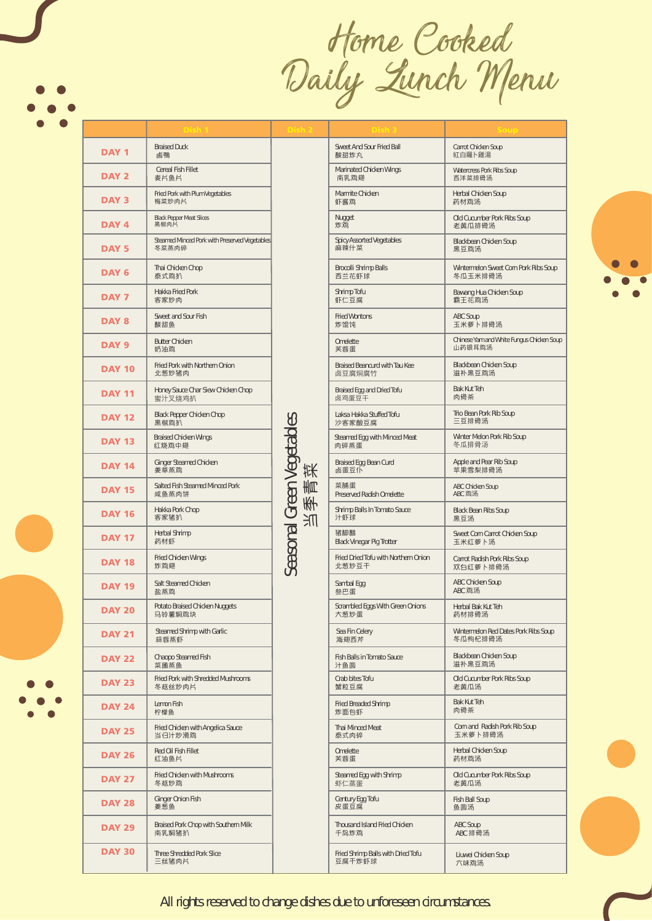# Home Cooked Daily Lunch Menu

| | Dish 1 | Dish 2 | Dish 3 | Soup |
|---|---|---|---|---|
| DAY 1 | Braised Duck 卤鸭 | Seasonal Green Vegetables 当季青菜 | Sweet And Sour Fried Ball 酸甜炸丸 | Carrot Chicken Soup 紅白羅卜雞湯 |
| DAY 2 | Cereal Fish Fillet 麦片鱼片 | | Marinated Chicken Wings 南乳鸡翅 | Watercress Pork Ribs Soup 西洋菜排骨汤 |
| DAY 3 | Fried Pork with Plum Vegetables 梅菜炒肉片 | | Marmite Chicken 虾酱鸡 | Herbal Chicken Soup 药材鸡汤 |
| DAY 4 | Black Pepper Meat Slices 黑椒肉片 | | Nugget 炸鸡 | Old Cucumber Pork Ribs Soup 老黄瓜排骨汤 |
| DAY 5 | Steamed Minced Pork with Preserved Vegetables 冬菜蒸肉碎 | | Spicy Assorted Vegetables 麻辣什菜 | Blackbean Chicken Soup 黑豆鸡汤 |
| DAY 6 | Thai Chicken Chop 泰式鸡扒 | | Brocolli Shrimp Balls 西兰花虾球 | Wintermelon Sweet Corn Pork Ribs Soup 冬瓜玉米排骨汤 |
| DAY 7 | Hakka Fried Pork 客家炒肉 | | Shrimp Tofu 虾仁豆腐 | Bawang Hua Chicken Soup 霸王花鸡汤 |
| DAY 8 | Sweet and Sour Fish 酸甜鱼 | | Fried Wontons 炸馄饨 | ABC Soup 玉米萝卜排骨汤 |
| DAY 9 | Butter Chicken 奶油鸡 | | Omelette 芙蓉蛋 | Chinese Yam and White Fungus Chicken Soup 山药银耳鸡汤 |
| DAY 10 | Fried Pork with Northern Onion 北葱炒猪肉 | | Braised Beancurd with Tau Kee 卤豆腐焖腐竹 | Blackbean Chicken Soup 滋补黑豆鸡汤 |
| DAY 11 | Honey Sauce Char Siew Chicken Chop 蜜汁叉烧鸡扒 | | Braised Egg and Dried Tofu 卤鸡蛋豆干 | Bak Kut Teh 肉骨茶 |
| DAY 12 | Black Pepper Chicken Chop 黑椒鸡扒 | | Laksa Hakka Stuffed Tofu 沙客家酿豆腐 | Trio Bean Pork Rib Soup 三豆排骨汤 |
| DAY 13 | Braised Chicken Wings 红烧鸡中翅 | | Steamed Egg with Minced Meat 肉碎蒸蛋 | Winter Melon Pork Rib Soup 冬瓜排骨汤 |
| DAY 14 | Ginger Steamed Chicken 姜葱蒸鸡 | | Braised Egg Bean Curd 卤蛋豆卜 | Apple and Pear Rib Soup 苹果雪梨排骨汤 |
| DAY 15 | Salted Fish Steamed Minced Pork 咸鱼蒸肉饼 | | 菜脯蛋 Preserved Radish Omelette | ABC Chicken Soup ABC鸡汤 |
| DAY 16 | Hakka Pork Chop 客家猪扒 | | Shrimp Balls In Tomato Sauce 汁虾球 | Black Bean Ribs Soup 黑豆汤 |
| DAY 17 | Herbal Shrimp 药材虾 | | 猪脚醋 Black Vinegar Pig Trotter | Sweet Corn Carrot Chicken Soup 玉米红萝卜汤 |
| DAY 18 | Fried Chicken Wings 炸鸡翅 | | Fried Dried Tofu with Northern Onion 北葱炒豆干 | Carrot Radish Pork Ribs Soup 双白红萝卜排骨汤 |
| DAY 19 | Salt Steamed Chicken 盐蒸鸡 | | Sambal Egg 参巴蛋 | ABC Chicken Soup ABC鸡汤 |
| DAY 20 | Potato Braised Chicken Nuggets 马铃薯焖鸡块 | | Scrambled Eggs With Green Onions 大葱炒蛋 | Herbal Bak Kut Teh 药材排骨汤 |
| DAY 21 | Steamed Shrimp with Garlic 蒜蓉蒸虾 | | Sea Fin Celery 海翅西芹 | Wintermelon Red Dates Pork Ribs Soup 冬瓜枸杞排骨汤 |
| DAY 22 | Chaopo Steamed Fish 菜圃蒸鱼 | | Fish Balls in Tomato Sauce 汁鱼圆 | Blackbean Chicken Soup 滋补黑豆鸡汤 |
| DAY 23 | Fried Pork with Shredded Mushrooms 冬菇丝炒肉片 | | Crab bites Tofu 蟹粒豆腐 | Old Cucumber Pork Ribs Soup 老黄瓜汤 |
| DAY 24 | Lemon Fish 柠檬鱼 | | Fried Breaded Shrimp 炸面包虾 | Bak Kut Teh 肉骨茶 |
| DAY 25 | Fried Chicken with Angelica Sauce 当归汁炒滑鸡 | | Thai Minced Meat 泰式肉碎 | Corn and Radish Pork Rib Soup 玉米萝卜排骨汤 |
| DAY 26 | Red Oil Fish Fillet 红油鱼片 | | Omelette 芙蓉蛋 | Herbal Chicken Soup 药材鸡汤 |
| DAY 27 | Fried Chicken with Mushrooms 冬菇炒鸡 | | Steamed Egg with Shrimp 虾仁蒸蛋 | Old Cucumber Pork Ribs Soup 老黄瓜汤 |
| DAY 28 | Ginger Onion Fish 姜葱鱼 | | Century Egg Tofu 皮蛋豆腐 | Fish Ball Soup 鱼圆汤 |
| DAY 29 | Braised Pork Chop with Southern Milk 南乳焖猪扒 | | Thousand Island Fried Chicken 千岛炸鸡 | ABC Soup ABC排骨汤 |
| DAY 30 | Three Shredded Pork Slice 三丝猪肉片 | | Fried Shrimp Balls with Dried Tofu 豆腐干炸虾球 | Liuwei Chicken Soup 六味鸡汤 |

All rights reserved to change dishes due to unforeseen circumstances.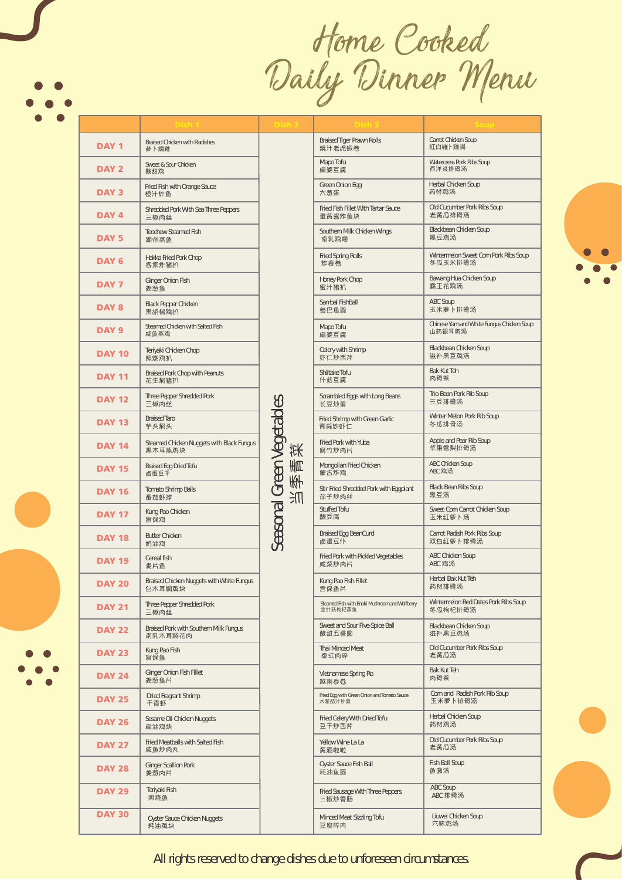# Home Cooked Daily Dinner Menu

| | Dish 1 | Dish 2 | Dish 3 | Soup |
|---|---|---|---|---|
| DAY 1 | Braised Chicken with Radishes 萝卜焖鸡 | Seasonal Green Vegetables 当季青菜 | Braised Tiger Prawn Rolls 烧汁老虎虾卷 | Carrot Chicken Soup 紅白羅卜雞湯 |
| DAY 2 | Sweet & Sour Chicken 酸甜鸡 | | Mapo Tofu 麻婆豆腐 | Watercress Pork Ribs Soup 西洋菜排骨汤 |
| DAY 3 | Fried Fish with Orange Sauce 橙汁炸鱼 | | Green Onion Egg 大葱蛋 | Herbal Chicken Soup 药材鸡汤 |
| DAY 4 | Shredded Pork With Sea Three Peppers 三椒肉丝 | | Fried Fish Fillet With Tartar Sauce 蛋黄酱炸鱼块 | Old Cucumber Pork Ribs Soup 老黄瓜排骨汤 |
| DAY 5 | Teochew Steamed Fish 潮州蒸鱼 | | Southern Milk Chicken Wings 南乳鸡翅 | Blackbean Chicken Soup 黑豆鸡汤 |
| DAY 6 | Hakka Fried Pork Chop 客家炸猪扒 | | Fried Spring Rolls 炸春卷 | Wintermelon Sweet Corn Pork Ribs Soup 冬瓜玉米排骨汤 |
| DAY 7 | Ginger Onion Fish 姜葱鱼 | | Honey Pork Chop 蜜汁猪扒 | Bawang Hua Chicken Soup 霸王花鸡汤 |
| DAY 8 | Black Pepper Chicken 黑胡椒鸡扒 | | Sambal FishBall 叁巴鱼圆 | ABC Soup 玉米萝卜排骨汤 |
| DAY 9 | Steamed Chicken with Salted Fish 咸鱼蒸鸡 | | Mapo Tofu 麻婆豆腐 | Chinese Yam and White Fungus Chicken Soup 山药银耳鸡汤 |
| DAY 10 | Teriyaki Chicken Chop 照烧鸡扒 | | Celery with Shrimp 虾仁炒西芹 | Blackbean Chicken Soup 滋补黑豆鸡汤 |
| DAY 11 | Braised Pork Chop with Peanuts 花生焖猪扒 | | Shiitake Tofu 什菇豆腐 | Bak Kut Teh 肉骨茶 |
| DAY 12 | Three Pepper Shredded Pork 三椒肉丝 | | Scrambled Eggs with Long Beans 长豆炒蛋 | Trio Bean Pork Rib Soup 三豆排骨汤 |
| DAY 13 | Braised Taro 芋头焖头 | | Fried Shrimp with Green Garlic 青蒜炒虾仁 | Winter Melon Pork Rib Soup 冬瓜排骨汤 |
| DAY 14 | Steamed Chicken Nuggets with Black Fungus 黑木耳蒸鸡块 | | Fried Pork with Yuba 腐竹炒肉片 | Apple and Pear Rib Soup 苹果雪梨排骨汤 |
| DAY 15 | Braised Egg Dried Tofu 卤蛋豆干 | | Mongolian Fried Chicken 蒙古炸鸡 | ABC Chicken Soup ABC鸡汤 |
| DAY 16 | Tomato Shrimp Balls 番茄虾球 | | Stir Fried Shredded Pork with Eggplant 茄子炒肉丝 | Black Bean Ribs Soup 黑豆汤 |
| DAY 17 | Kung Pao Chicken 宫保鸡 | | Stuffed Tofu 酿豆腐 | Sweet Corn Carrot Chicken Soup 玉米红萝卜汤 |
| DAY 18 | Butter Chicken 奶油鸡 | | Braised Egg BeanCurd 卤蛋豆仆 | Carrot Radish Pork Ribs Soup 双白红萝卜排骨汤 |
| DAY 19 | Cereal fish 麦片鱼 | | Fried Pork with Pickled Vegetables 咸菜炒肉片 | ABC Chicken Soup ABC 鸡汤 |
| DAY 20 | Braised Chicken Nuggets with White Fungus 白木耳焖鸡块 | | Kung Pao Fish Fillet 宫保鱼片 | Herbal Bak Kut Teh 药材排骨汤 |
| DAY 21 | Three Pepper Shredded Pork 三椒肉丝 | | Steamed Fish with Enoki Mushroom and Wolfberry 金针菇枸杞蒸鱼 | Wintermelon Red Dates Pork Ribs Soup 冬瓜枸杞排骨汤 |
| DAY 22 | Braised Pork with Southern Milk Fungus 南乳木耳焖花肉 | | Sweet and Sour Five-Spice Ball 酸甜五香圆 | Blackbean Chicken Soup 滋补黑豆鸡汤 |
| DAY 23 | Kung Pao Fish 宫保鱼 | | Thai Minced Meat 泰式肉碎 | Old Cucumber Pork Ribs Soup 老黄瓜汤 |
| DAY 24 | Ginger Onion Fish Fillet 姜葱鱼片 | | Vietnamese Spring Ro 越南春卷 | Bak Kut Teh 肉骨茶 |
| DAY 25 | Dried Fragrant Shrimp 干香虾 | | Fried Egg with Green Onion and Tomato Sauce 大葱茄汁炒蛋 | Corn and Radish Pork Rib Soup 玉米萝卜排骨汤 |
| DAY 26 | Sesame Oil Chicken Nuggets 麻油鸡块 | | Fried Celery With Dried Tofu 豆干炒西芹 | Herbal Chicken Soup 药材鸡汤 |
| DAY 27 | Fried Meatballs with Salted Fish 咸鱼炒肉丸 | | Yellow Wine La La 黄酒啦啦 | Old Cucumber Pork Ribs Soup 老黄瓜汤 |
| DAY 28 | Ginger Scallion Pork 姜葱肉片 | | Oyster Sauce Fish Ball 耗油鱼圆 | Fish Ball Soup 鱼圆汤 |
| DAY 29 | Teriyaki Fish 照烧鱼 | | Fried Sausage With Three Peppers 三椒炒香肠 | ABC Soup ABC 排骨汤 |
| DAY 30 | Oyster Sauce Chicken Nuggets 耗油鸡块 | | Minced Meat Sizzling Tofu 豆腐碎肉 | Liuwei Chicken Soup 六味鸡汤 |

All rights reserved to change dishes due to unforeseen circumstances.